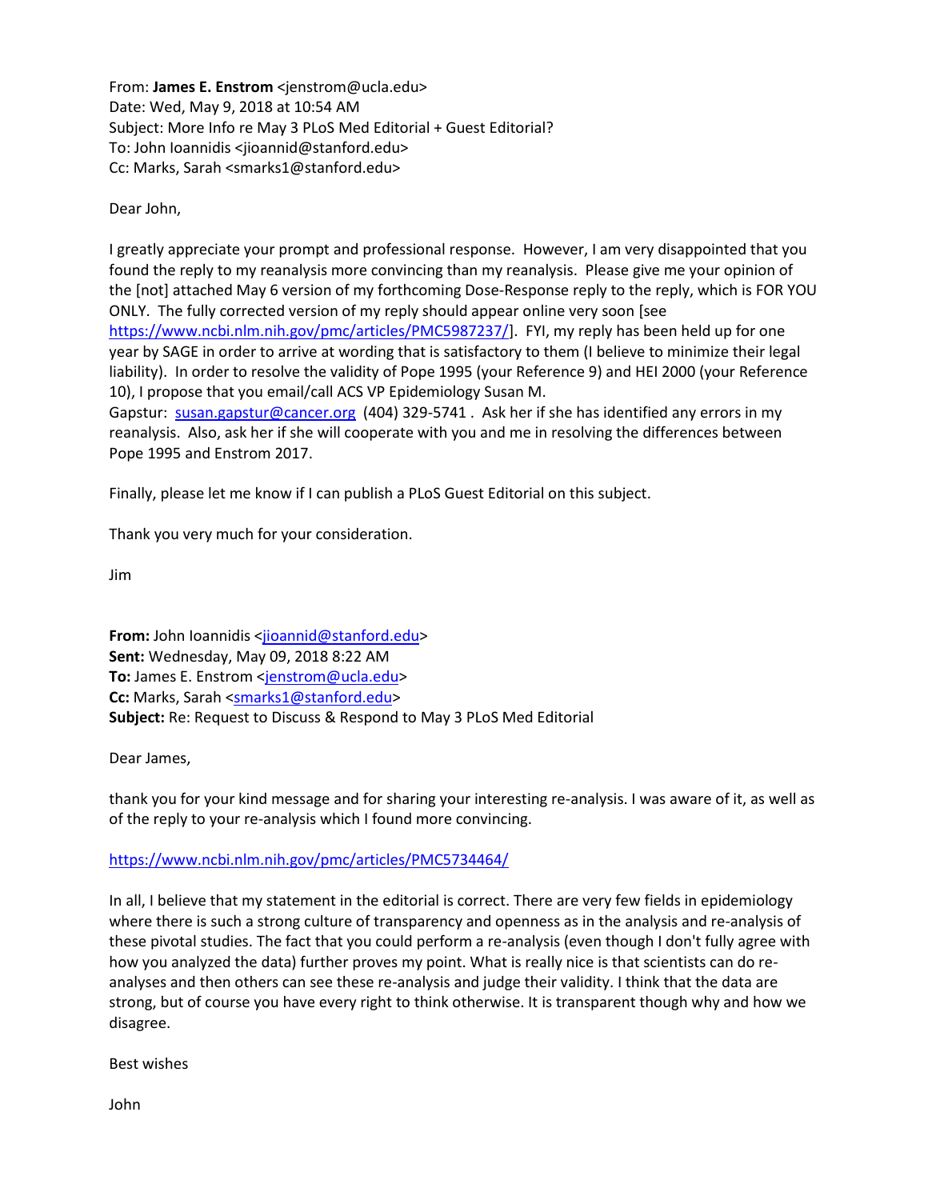From: **James E. Enstrom** <jenstrom@ucla.edu>
Date: Wed, May 9, 2018 at 10:54 AM
Subject: More Info re May 3 PLoS Med Editorial + Guest Editorial?
To: John Ioannidis <jioannid@stanford.edu>
Cc: Marks, Sarah <smarks1@stanford.edu>

Dear John,

I greatly appreciate your prompt and professional response. However, I am very disappointed that you found the reply to my reanalysis more convincing than my reanalysis. Please give me your opinion of the [not] attached May 6 version of my forthcoming Dose-Response reply to the reply, which is FOR YOU ONLY. The fully corrected version of my reply should appear online very soon [see https://www.ncbi.nlm.nih.gov/pmc/articles/PMC5987237/]. FYI, my reply has been held up for one year by SAGE in order to arrive at wording that is satisfactory to them (I believe to minimize their legal liability). In order to resolve the validity of Pope 1995 (your Reference 9) and HEI 2000 (your Reference 10), I propose that you email/call ACS VP Epidemiology Susan M. Gapstur: susan.gapstur@cancer.org (404) 329-5741 . Ask her if she has identified any errors in my reanalysis. Also, ask her if she will cooperate with you and me in resolving the differences between Pope 1995 and Enstrom 2017.

Finally, please let me know if I can publish a PLoS Guest Editorial on this subject.

Thank you very much for your consideration.

Jim

**From:** John Ioannidis <jioannid@stanford.edu>
**Sent:** Wednesday, May 09, 2018 8:22 AM
**To:** James E. Enstrom <jenstrom@ucla.edu>
**Cc:** Marks, Sarah <smarks1@stanford.edu>
**Subject:** Re: Request to Discuss & Respond to May 3 PLoS Med Editorial

Dear James,

thank you for your kind message and for sharing your interesting re-analysis. I was aware of it, as well as of the reply to your re-analysis which I found more convincing.

https://www.ncbi.nlm.nih.gov/pmc/articles/PMC5734464/

In all, I believe that my statement in the editorial is correct. There are very few fields in epidemiology where there is such a strong culture of transparency and openness as in the analysis and re-analysis of these pivotal studies. The fact that you could perform a re-analysis (even though I don't fully agree with how you analyzed the data) further proves my point. What is really nice is that scientists can do re-analyses and then others can see these re-analysis and judge their validity. I think that the data are strong, but of course you have every right to think otherwise. It is transparent though why and how we disagree.

Best wishes

John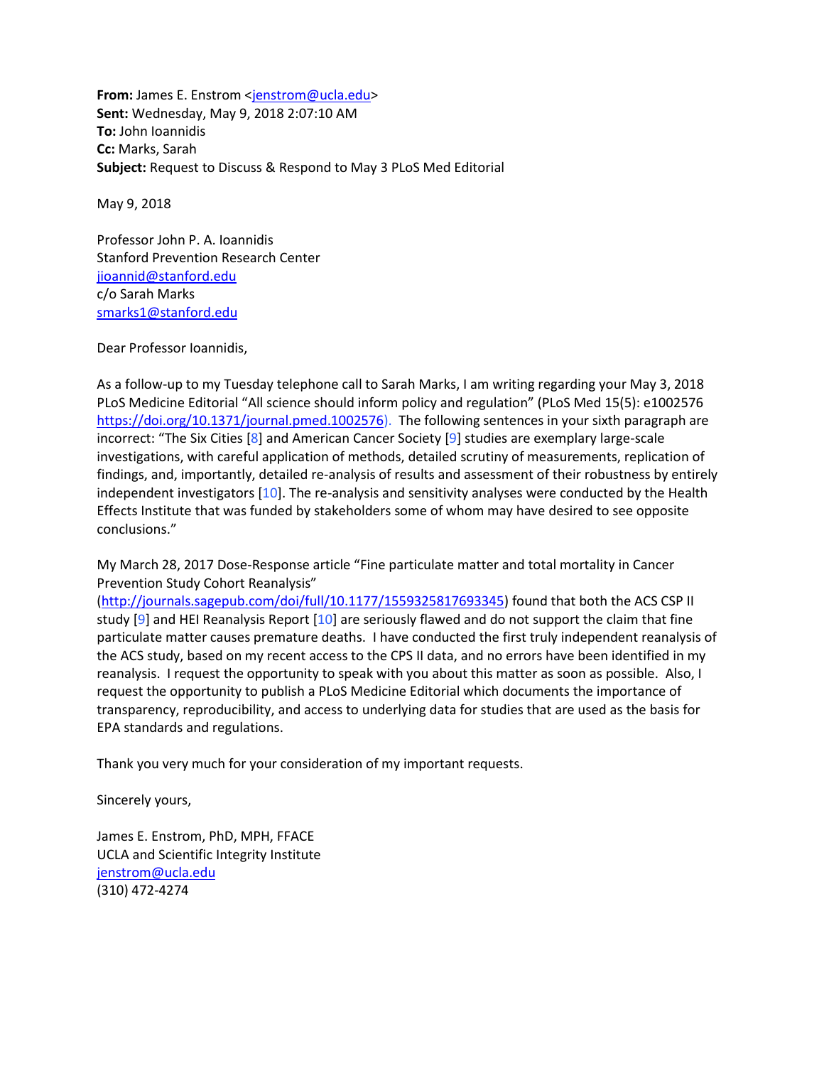**From:** James E. Enstrom <jenstrom@ucla.edu>
**Sent:** Wednesday, May 9, 2018 2:07:10 AM
**To:** John Ioannidis
**Cc:** Marks, Sarah
**Subject:** Request to Discuss & Respond to May 3 PLoS Med Editorial

May 9, 2018

Professor John P. A. Ioannidis
Stanford Prevention Research Center
jioannid@stanford.edu
c/o Sarah Marks
smarks1@stanford.edu

Dear Professor Ioannidis,

As a follow-up to my Tuesday telephone call to Sarah Marks, I am writing regarding your May 3, 2018 PLoS Medicine Editorial "All science should inform policy and regulation" (PLoS Med 15(5): e1002576 https://doi.org/10.1371/journal.pmed.1002576). The following sentences in your sixth paragraph are incorrect: "The Six Cities [8] and American Cancer Society [9] studies are exemplary large-scale investigations, with careful application of methods, detailed scrutiny of measurements, replication of findings, and, importantly, detailed re-analysis of results and assessment of their robustness by entirely independent investigators [10]. The re-analysis and sensitivity analyses were conducted by the Health Effects Institute that was funded by stakeholders some of whom may have desired to see opposite conclusions."

My March 28, 2017 Dose-Response article "Fine particulate matter and total mortality in Cancer Prevention Study Cohort Reanalysis" (http://journals.sagepub.com/doi/full/10.1177/1559325817693345) found that both the ACS CSP II study [9] and HEI Reanalysis Report [10] are seriously flawed and do not support the claim that fine particulate matter causes premature deaths. I have conducted the first truly independent reanalysis of the ACS study, based on my recent access to the CPS II data, and no errors have been identified in my reanalysis. I request the opportunity to speak with you about this matter as soon as possible. Also, I request the opportunity to publish a PLoS Medicine Editorial which documents the importance of transparency, reproducibility, and access to underlying data for studies that are used as the basis for EPA standards and regulations.

Thank you very much for your consideration of my important requests.

Sincerely yours,

James E. Enstrom, PhD, MPH, FFACE
UCLA and Scientific Integrity Institute
jenstrom@ucla.edu
(310) 472-4274